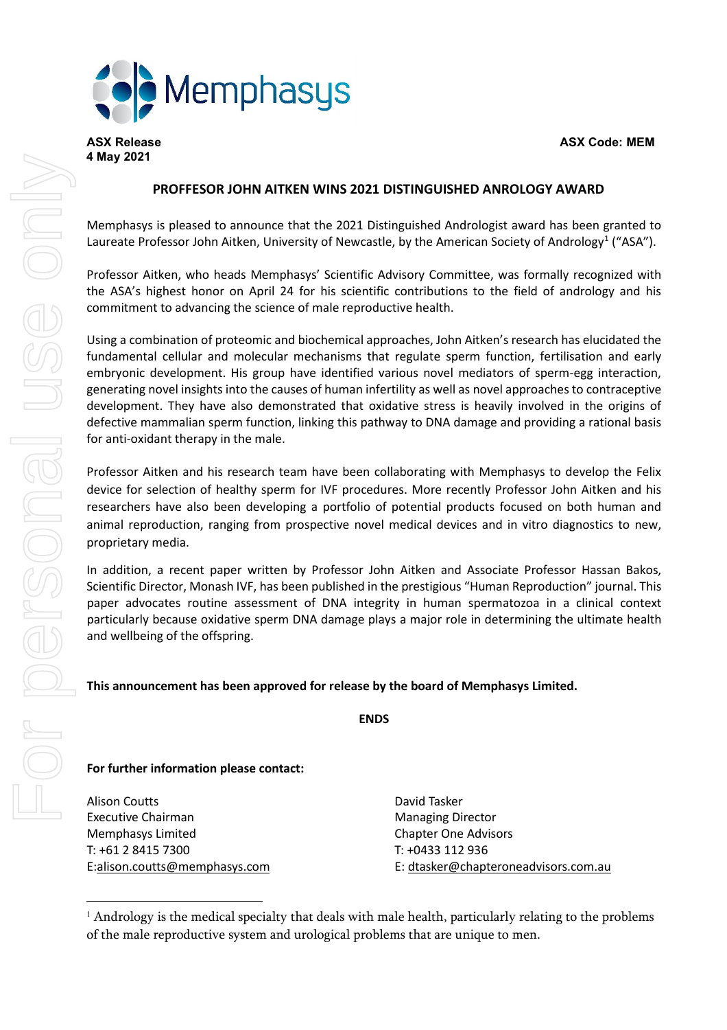**ASX Release** **ASX Code: MEM**
**4 May 2021**

## PROFFESOR JOHN AITKEN WINS 2021 DISTINGUISHED ANROLOGY AWARD

Memphasys is pleased to announce that the 2021 Distinguished Andrologist award has been granted to Laureate Professor John Aitken, University of Newcastle, by the American Society of Andrology[1] ("ASA").

Professor Aitken, who heads Memphasys' Scientific Advisory Committee, was formally recognized with the ASA's highest honor on April 24 for his scientific contributions to the field of andrology and his commitment to advancing the science of male reproductive health.

Using a combination of proteomic and biochemical approaches, John Aitken's research has elucidated the fundamental cellular and molecular mechanisms that regulate sperm function, fertilisation and early embryonic development. His group have identified various novel mediators of sperm-egg interaction, generating novel insights into the causes of human infertility as well as novel approaches to contraceptive development. They have also demonstrated that oxidative stress is heavily involved in the origins of defective mammalian sperm function, linking this pathway to DNA damage and providing a rational basis for anti-oxidant therapy in the male.

Professor Aitken and his research team have been collaborating with Memphasys to develop the Felix device for selection of healthy sperm for IVF procedures. More recently Professor John Aitken and his researchers have also been developing a portfolio of potential products focused on both human and animal reproduction, ranging from prospective novel medical devices and in vitro diagnostics to new, proprietary media.

In addition, a recent paper written by Professor John Aitken and Associate Professor Hassan Bakos, Scientific Director, Monash IVF, has been published in the prestigious "Human Reproduction" journal. This paper advocates routine assessment of DNA integrity in human spermatozoa in a clinical context particularly because oxidative sperm DNA damage plays a major role in determining the ultimate health and wellbeing of the offspring.

**This announcement has been approved for release by the board of Memphasys Limited.**

**ENDS**

**For further information please contact:**

Alison Coutts
Executive Chairman
Memphasys Limited
T: +61 2 8415 7300
E:alison.coutts@memphasys.com

David Tasker
Managing Director
Chapter One Advisors
T: +0433 112 936
E: dtasker@chapteroneadvisors.com.au

[1] Andrology is the medical specialty that deals with male health, particularly relating to the problems of the male reproductive system and urological problems that are unique to men.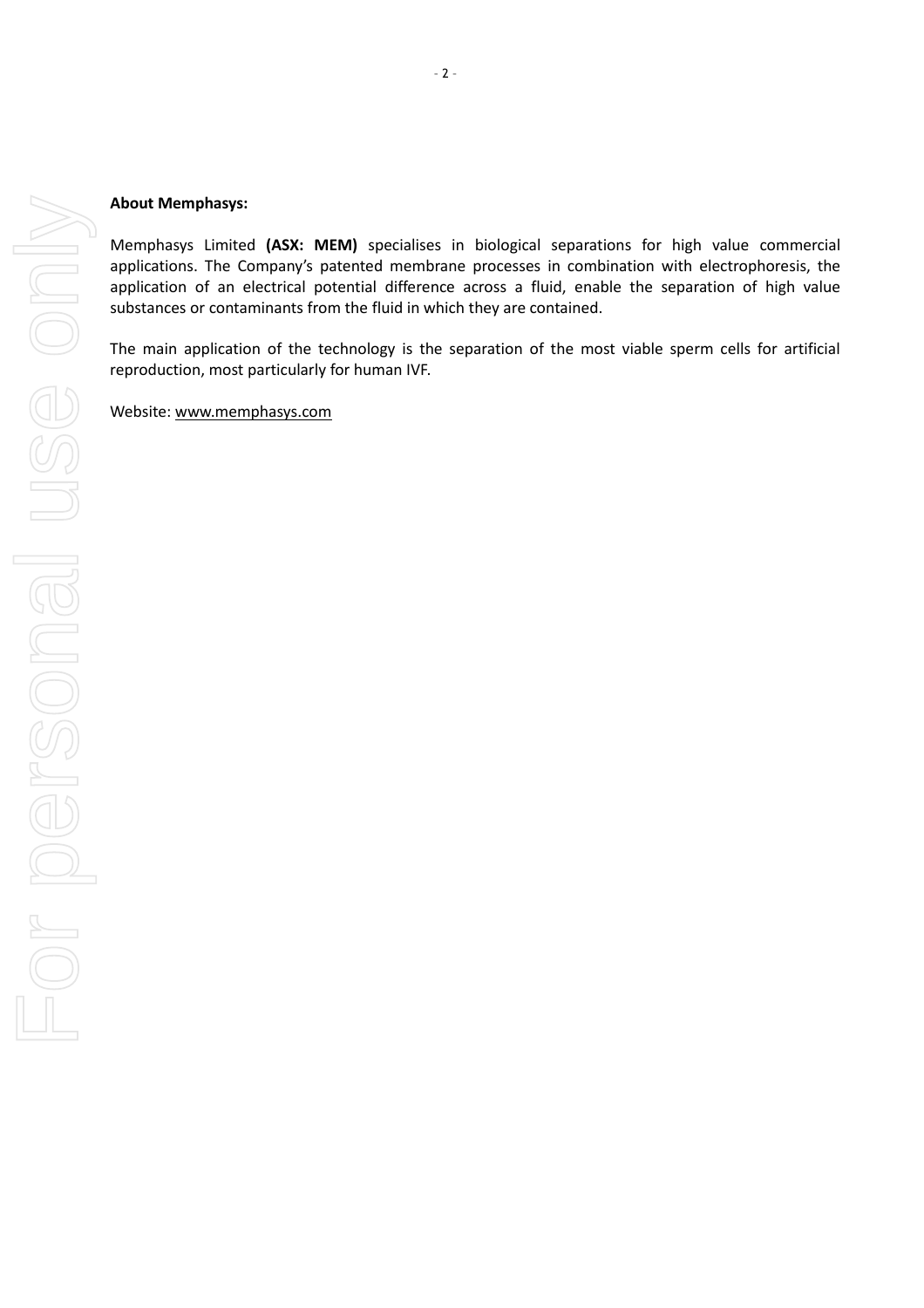**About Memphasys:**

Memphasys Limited **(ASX: MEM)** specialises in biological separations for high value commercial applications. The Company's patented membrane processes in combination with electrophoresis, the application of an electrical potential difference across a fluid, enable the separation of high value substances or contaminants from the fluid in which they are contained.

The main application of the technology is the separation of the most viable sperm cells for artificial reproduction, most particularly for human IVF.

Website: www.memphasys.com